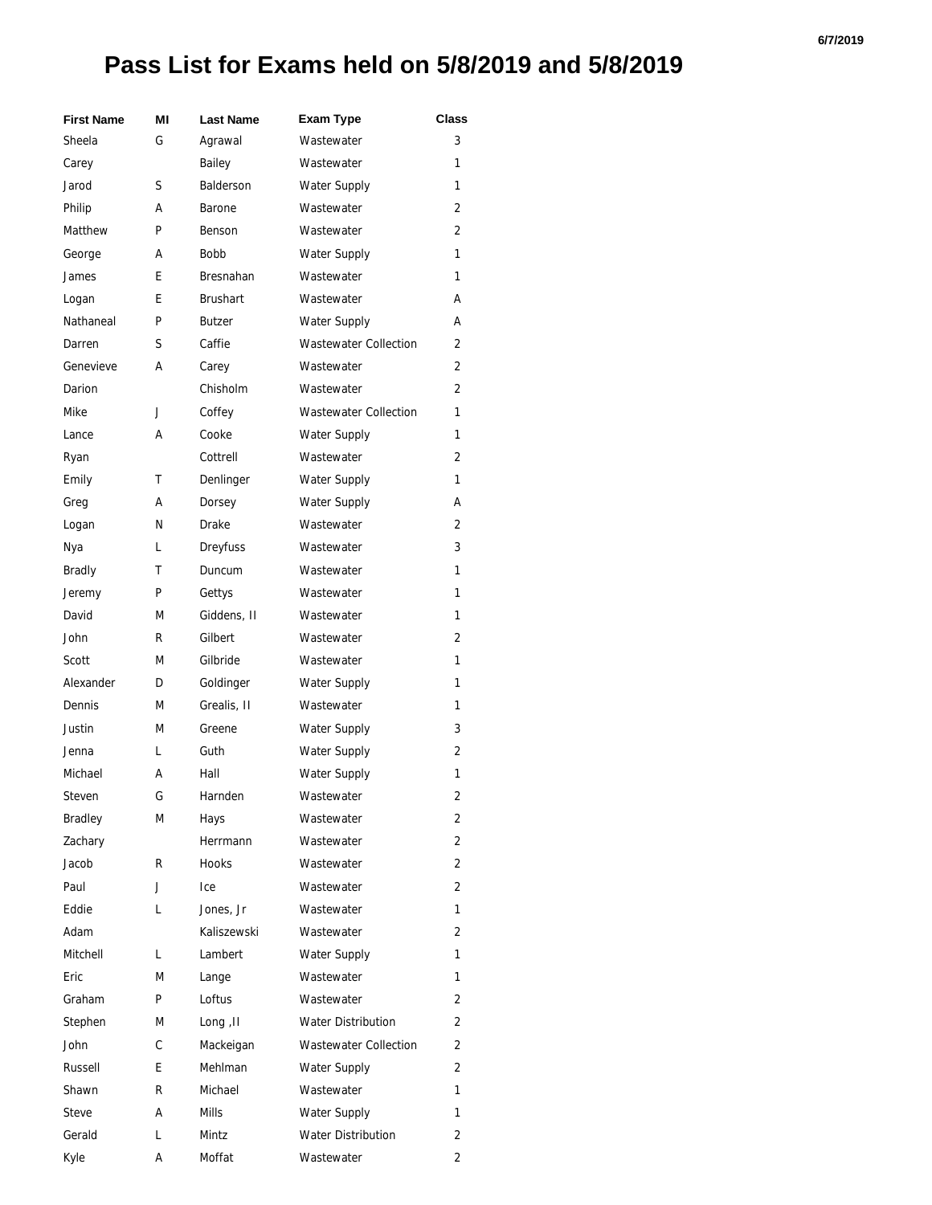# Pass List for Exams held on 5/8/2019 and 5/8/2019

| First Name | MI | Last Name | Exam Type | Class |
|---|---|---|---|---|
| Sheela | G | Agrawal | Wastewater | 3 |
| Carey | | Bailey | Wastewater | 1 |
| Jarod | S | Balderson | Water Supply | 1 |
| Philip | A | Barone | Wastewater | 2 |
| Matthew | P | Benson | Wastewater | 2 |
| George | A | Bobb | Water Supply | 1 |
| James | E | Bresnahan | Wastewater | 1 |
| Logan | E | Brushart | Wastewater | A |
| Nathaneal | P | Butzer | Water Supply | A |
| Darren | S | Caffie | Wastewater Collection | 2 |
| Genevieve | A | Carey | Wastewater | 2 |
| Darion | | Chisholm | Wastewater | 2 |
| Mike | J | Coffey | Wastewater Collection | 1 |
| Lance | A | Cooke | Water Supply | 1 |
| Ryan | | Cottrell | Wastewater | 2 |
| Emily | T | Denlinger | Water Supply | 1 |
| Greg | A | Dorsey | Water Supply | A |
| Logan | N | Drake | Wastewater | 2 |
| Nya | L | Dreyfuss | Wastewater | 3 |
| Bradly | T | Duncum | Wastewater | 1 |
| Jeremy | P | Gettys | Wastewater | 1 |
| David | M | Giddens, II | Wastewater | 1 |
| John | R | Gilbert | Wastewater | 2 |
| Scott | M | Gilbride | Wastewater | 1 |
| Alexander | D | Goldinger | Water Supply | 1 |
| Dennis | M | Grealis, II | Wastewater | 1 |
| Justin | M | Greene | Water Supply | 3 |
| Jenna | L | Guth | Water Supply | 2 |
| Michael | A | Hall | Water Supply | 1 |
| Steven | G | Harnden | Wastewater | 2 |
| Bradley | M | Hays | Wastewater | 2 |
| Zachary | | Herrmann | Wastewater | 2 |
| Jacob | R | Hooks | Wastewater | 2 |
| Paul | J | Ice | Wastewater | 2 |
| Eddie | L | Jones, Jr | Wastewater | 1 |
| Adam | | Kaliszewski | Wastewater | 2 |
| Mitchell | L | Lambert | Water Supply | 1 |
| Eric | M | Lange | Wastewater | 1 |
| Graham | P | Loftus | Wastewater | 2 |
| Stephen | M | Long ,II | Water Distribution | 2 |
| John | C | Mackeigan | Wastewater Collection | 2 |
| Russell | E | Mehlman | Water Supply | 2 |
| Shawn | R | Michael | Wastewater | 1 |
| Steve | A | Mills | Water Supply | 1 |
| Gerald | L | Mintz | Water Distribution | 2 |
| Kyle | A | Moffat | Wastewater | 2 |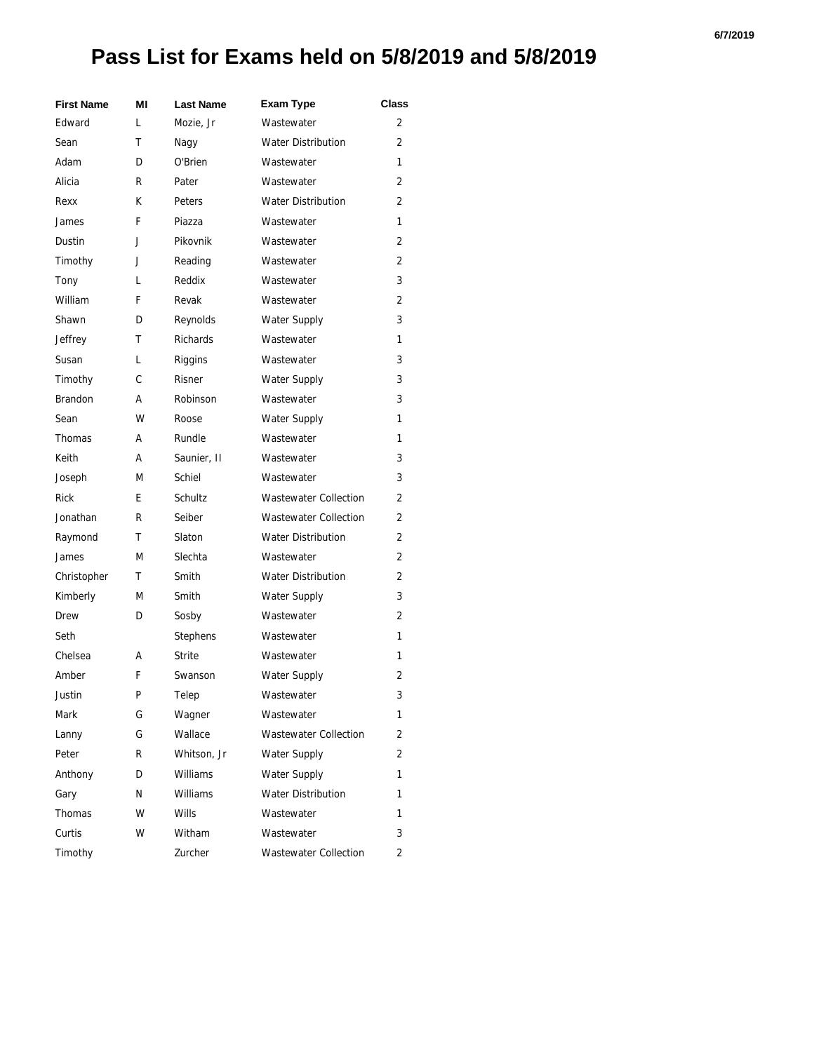# Pass List for Exams held on 5/8/2019 and 5/8/2019

| First Name | MI | Last Name | Exam Type | Class |
|---|---|---|---|---|
| Edward | L | Mozie, Jr | Wastewater | 2 |
| Sean | T | Nagy | Water Distribution | 2 |
| Adam | D | O'Brien | Wastewater | 1 |
| Alicia | R | Pater | Wastewater | 2 |
| Rexx | K | Peters | Water Distribution | 2 |
| James | F | Piazza | Wastewater | 1 |
| Dustin | J | Pikovnik | Wastewater | 2 |
| Timothy | J | Reading | Wastewater | 2 |
| Tony | L | Reddix | Wastewater | 3 |
| William | F | Revak | Wastewater | 2 |
| Shawn | D | Reynolds | Water Supply | 3 |
| Jeffrey | T | Richards | Wastewater | 1 |
| Susan | L | Riggins | Wastewater | 3 |
| Timothy | C | Risner | Water Supply | 3 |
| Brandon | A | Robinson | Wastewater | 3 |
| Sean | W | Roose | Water Supply | 1 |
| Thomas | A | Rundle | Wastewater | 1 |
| Keith | A | Saunier, II | Wastewater | 3 |
| Joseph | M | Schiel | Wastewater | 3 |
| Rick | E | Schultz | Wastewater Collection | 2 |
| Jonathan | R | Seiber | Wastewater Collection | 2 |
| Raymond | T | Slaton | Water Distribution | 2 |
| James | M | Slechta | Wastewater | 2 |
| Christopher | T | Smith | Water Distribution | 2 |
| Kimberly | M | Smith | Water Supply | 3 |
| Drew | D | Sosby | Wastewater | 2 |
| Seth | | Stephens | Wastewater | 1 |
| Chelsea | A | Strite | Wastewater | 1 |
| Amber | F | Swanson | Water Supply | 2 |
| Justin | P | Telep | Wastewater | 3 |
| Mark | G | Wagner | Wastewater | 1 |
| Lanny | G | Wallace | Wastewater Collection | 2 |
| Peter | R | Whitson, Jr | Water Supply | 2 |
| Anthony | D | Williams | Water Supply | 1 |
| Gary | N | Williams | Water Distribution | 1 |
| Thomas | W | Wills | Wastewater | 1 |
| Curtis | W | Witham | Wastewater | 3 |
| Timothy | | Zurcher | Wastewater Collection | 2 |